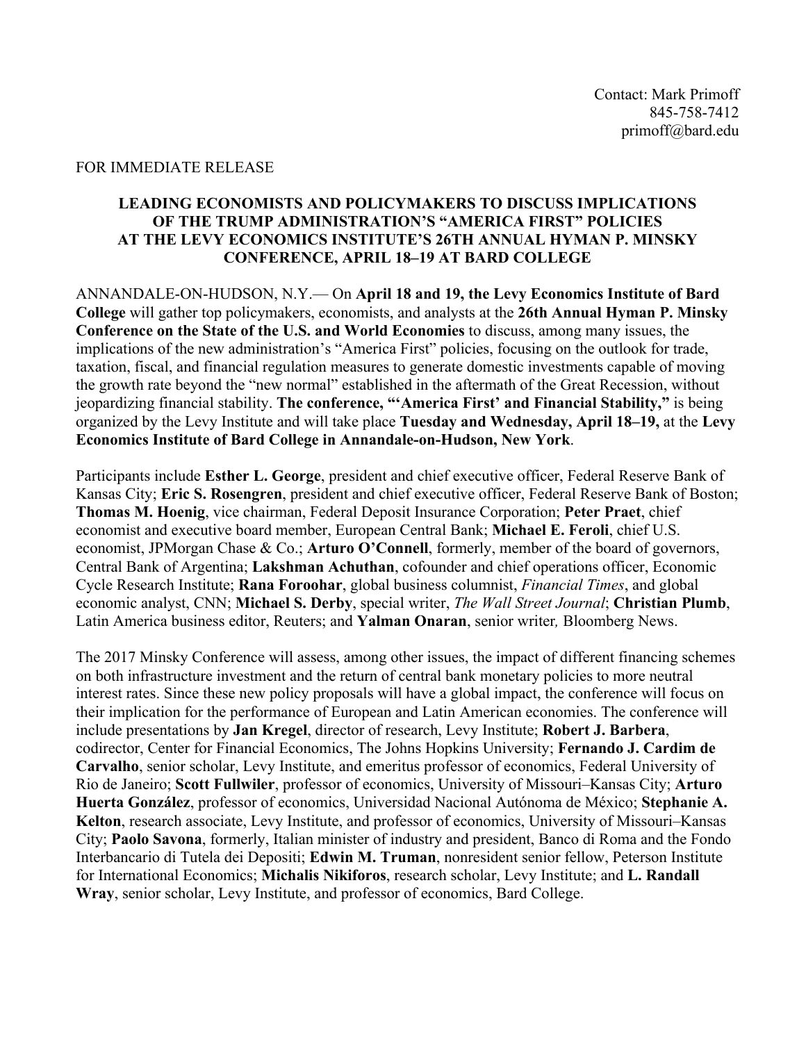Contact: Mark Primoff
845-758-7412
primoff@bard.edu

FOR IMMEDIATE RELEASE

# LEADING ECONOMISTS AND POLICYMAKERS TO DISCUSS IMPLICATIONS OF THE TRUMP ADMINISTRATION'S "AMERICA FIRST" POLICIES AT THE LEVY ECONOMICS INSTITUTE'S 26TH ANNUAL HYMAN P. MINSKY CONFERENCE, APRIL 18–19 AT BARD COLLEGE

ANNANDALE-ON-HUDSON, N.Y.— On **April 18 and 19, the Levy Economics Institute of Bard College** will gather top policymakers, economists, and analysts at the **26th Annual Hyman P. Minsky Conference on the State of the U.S. and World Economies** to discuss, among many issues, the implications of the new administration's "America First" policies, focusing on the outlook for trade, taxation, fiscal, and financial regulation measures to generate domestic investments capable of moving the growth rate beyond the "new normal" established in the aftermath of the Great Recession, without jeopardizing financial stability. **The conference, "'America First' and Financial Stability,"** is being organized by the Levy Institute and will take place **Tuesday and Wednesday, April 18–19,** at the **Levy Economics Institute of Bard College in Annandale-on-Hudson, New York**.

Participants include **Esther L. George**, president and chief executive officer, Federal Reserve Bank of Kansas City; **Eric S. Rosengren**, president and chief executive officer, Federal Reserve Bank of Boston; **Thomas M. Hoenig**, vice chairman, Federal Deposit Insurance Corporation; **Peter Praet**, chief economist and executive board member, European Central Bank; **Michael E. Feroli**, chief U.S. economist, JPMorgan Chase & Co.; **Arturo O'Connell**, formerly, member of the board of governors, Central Bank of Argentina; **Lakshman Achuthan**, cofounder and chief operations officer, Economic Cycle Research Institute; **Rana Foroohar**, global business columnist, *Financial Times*, and global economic analyst, CNN; **Michael S. Derby**, special writer, *The Wall Street Journal*; **Christian Plumb**, Latin America business editor, Reuters; and **Yalman Onaran**, senior writer, Bloomberg News.

The 2017 Minsky Conference will assess, among other issues, the impact of different financing schemes on both infrastructure investment and the return of central bank monetary policies to more neutral interest rates. Since these new policy proposals will have a global impact, the conference will focus on their implication for the performance of European and Latin American economies. The conference will include presentations by **Jan Kregel**, director of research, Levy Institute; **Robert J. Barbera**, codirector, Center for Financial Economics, The Johns Hopkins University; **Fernando J. Cardim de Carvalho**, senior scholar, Levy Institute, and emeritus professor of economics, Federal University of Rio de Janeiro; **Scott Fullwiler**, professor of economics, University of Missouri–Kansas City; **Arturo Huerta González**, professor of economics, Universidad Nacional Autónoma de México; **Stephanie A. Kelton**, research associate, Levy Institute, and professor of economics, University of Missouri–Kansas City; **Paolo Savona**, formerly, Italian minister of industry and president, Banco di Roma and the Fondo Interbancario di Tutela dei Depositi; **Edwin M. Truman**, nonresident senior fellow, Peterson Institute for International Economics; **Michalis Nikiforos**, research scholar, Levy Institute; and **L. Randall Wray**, senior scholar, Levy Institute, and professor of economics, Bard College.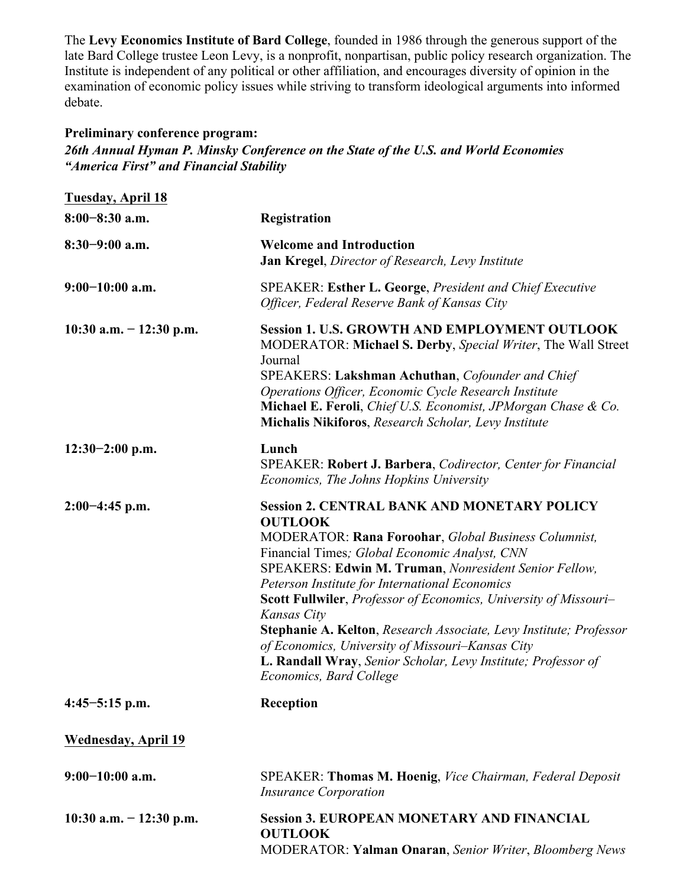The **Levy Economics Institute of Bard College**, founded in 1986 through the generous support of the late Bard College trustee Leon Levy, is a nonprofit, nonpartisan, public policy research organization. The Institute is independent of any political or other affiliation, and encourages diversity of opinion in the examination of economic policy issues while striving to transform ideological arguments into informed debate.

**Preliminary conference program:**
***26th Annual Hyman P. Minsky Conference on the State of the U.S. and World Economies***
***"America First" and Financial Stability***

**Tuesday, April 18**

**8:00−8:30 a.m.** — **Registration**

**8:30−9:00 a.m.** — **Welcome and Introduction**
**Jan Kregel**, *Director of Research, Levy Institute*

**9:00−10:00 a.m.** — SPEAKER: **Esther L. George**, *President and Chief Executive Officer, Federal Reserve Bank of Kansas City*

**10:30 a.m. − 12:30 p.m.** — **Session 1. U.S. GROWTH AND EMPLOYMENT OUTLOOK**
MODERATOR: **Michael S. Derby**, *Special Writer*, The Wall Street Journal
SPEAKERS: **Lakshman Achuthan**, *Cofounder and Chief Operations Officer, Economic Cycle Research Institute*
**Michael E. Feroli**, *Chief U.S. Economist, JPMorgan Chase & Co.*
**Michalis Nikiforos**, *Research Scholar, Levy Institute*

**12:30−2:00 p.m.** — **Lunch**
SPEAKER: **Robert J. Barbera**, *Codirector, Center for Financial Economics, The Johns Hopkins University*

**2:00−4:45 p.m.** — **Session 2. CENTRAL BANK AND MONETARY POLICY OUTLOOK**
MODERATOR: **Rana Foroohar**, *Global Business Columnist,* Financial Times*; Global Economic Analyst, CNN*
SPEAKERS: **Edwin M. Truman**, *Nonresident Senior Fellow, Peterson Institute for International Economics*
**Scott Fullwiler**, *Professor of Economics, University of Missouri–Kansas City*
**Stephanie A. Kelton**, *Research Associate, Levy Institute; Professor of Economics, University of Missouri–Kansas City*
**L. Randall Wray**, *Senior Scholar, Levy Institute; Professor of Economics, Bard College*

**4:45−5:15 p.m.** — **Reception**

**Wednesday, April 19**

**9:00−10:00 a.m.** — SPEAKER: **Thomas M. Hoenig**, *Vice Chairman, Federal Deposit Insurance Corporation*

**10:30 a.m. − 12:30 p.m.** — **Session 3. EUROPEAN MONETARY AND FINANCIAL OUTLOOK**
MODERATOR: **Yalman Onaran**, *Senior Writer*, *Bloomberg News*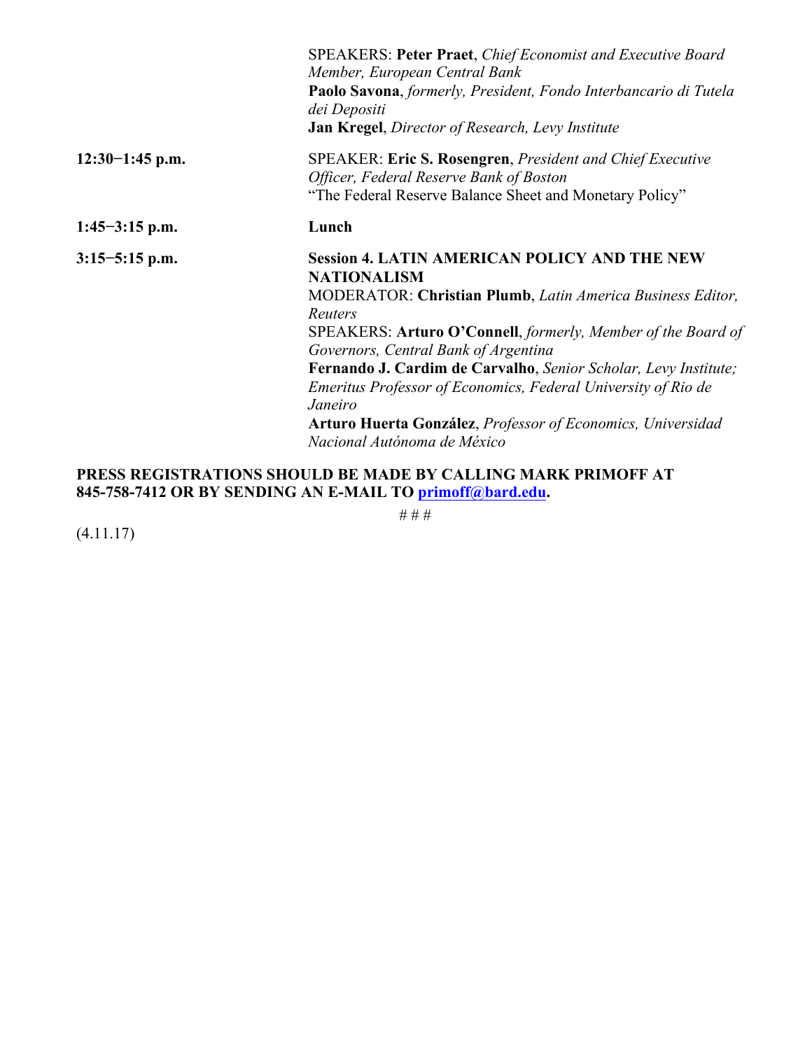| | |
|---|---|
| | SPEAKERS: **Peter Praet**, *Chief Economist and Executive Board Member, European Central Bank*<br>**Paolo Savona**, *formerly, President, Fondo Interbancario di Tutela dei Depositi*<br>**Jan Kregel**, *Director of Research, Levy Institute* |
| **12:30−1:45 p.m.** | SPEAKER: **Eric S. Rosengren**, *President and Chief Executive Officer, Federal Reserve Bank of Boston*<br>“The Federal Reserve Balance Sheet and Monetary Policy” |
| **1:45−3:15 p.m.** | **Lunch** |
| **3:15−5:15 p.m.** | **Session 4. LATIN AMERICAN POLICY AND THE NEW NATIONALISM**<br>MODERATOR: **Christian Plumb**, *Latin America Business Editor, Reuters*<br>SPEAKERS: **Arturo O’Connell**, *formerly, Member of the Board of Governors, Central Bank of Argentina*<br>**Fernando J. Cardim de Carvalho**, *Senior Scholar, Levy Institute; Emeritus Professor of Economics, Federal University of Rio de Janeiro*<br>**Arturo Huerta González**, *Professor of Economics, Universidad Nacional Autónoma de México* |

**PRESS REGISTRATIONS SHOULD BE MADE BY CALLING MARK PRIMOFF AT 845-758-7412 OR BY SENDING AN E-MAIL TO primoff@bard.edu.**

# # #

(4.11.17)